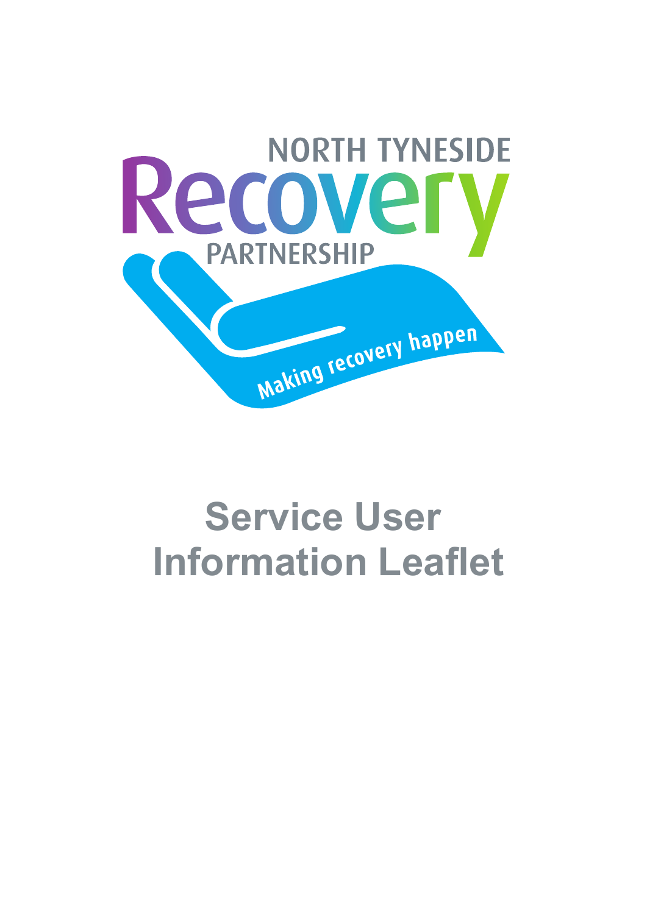NORTH TYNESIDE

Recovery

PARTNERSHIP

Making recovery happen

# Service User Information Leaflet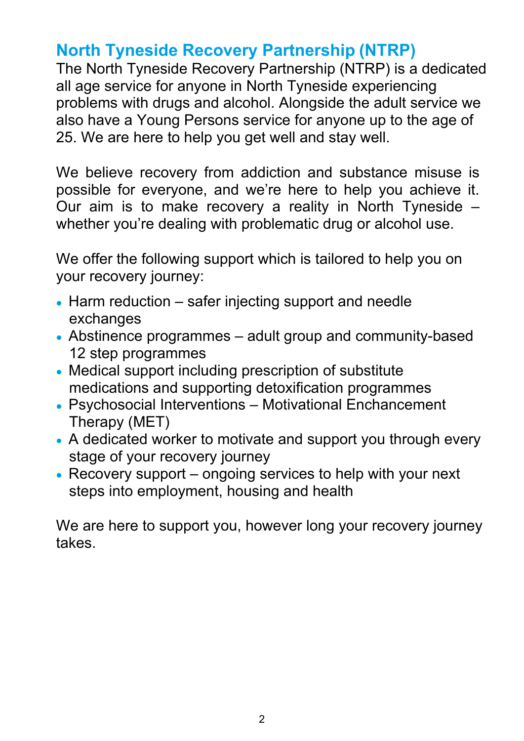## North Tyneside Recovery Partnership (NTRP)

The North Tyneside Recovery Partnership (NTRP) is a dedicated all age service for anyone in North Tyneside experiencing problems with drugs and alcohol. Alongside the adult service we also have a Young Persons service for anyone up to the age of 25. We are here to help you get well and stay well.

We believe recovery from addiction and substance misuse is possible for everyone, and we're here to help you achieve it. Our aim is to make recovery a reality in North Tyneside – whether you're dealing with problematic drug or alcohol use.

We offer the following support which is tailored to help you on your recovery journey:

- Harm reduction – safer injecting support and needle exchanges
- Abstinence programmes – adult group and community-based 12 step programmes
- Medical support including prescription of substitute medications and supporting detoxification programmes
- Psychosocial Interventions – Motivational Enchancement Therapy (MET)
- A dedicated worker to motivate and support you through every stage of your recovery journey
- Recovery support – ongoing services to help with your next steps into employment, housing and health

We are here to support you, however long your recovery journey takes.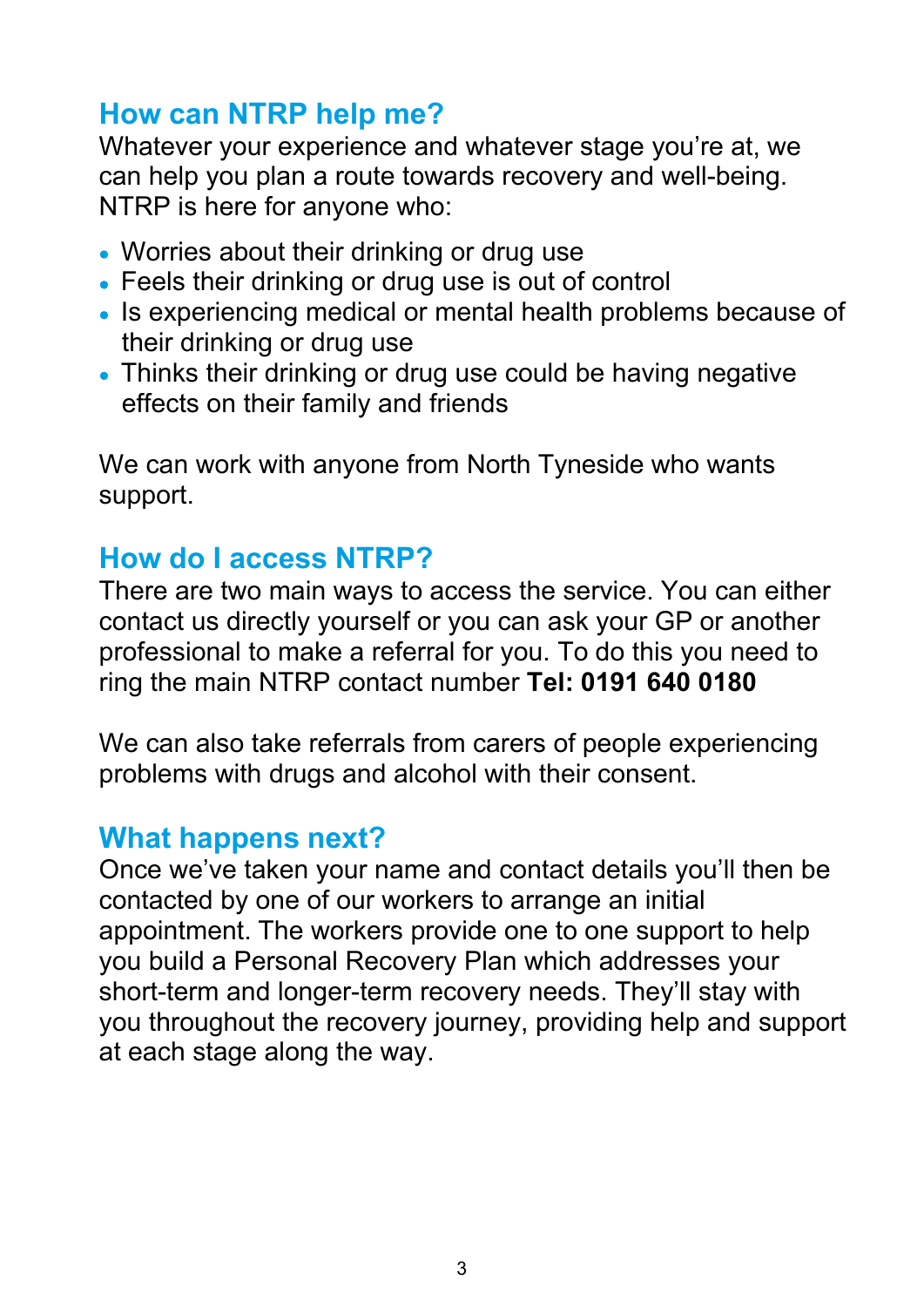## How can NTRP help me?

Whatever your experience and whatever stage you're at, we can help you plan a route towards recovery and well-being. NTRP is here for anyone who:

- Worries about their drinking or drug use
- Feels their drinking or drug use is out of control
- Is experiencing medical or mental health problems because of their drinking or drug use
- Thinks their drinking or drug use could be having negative effects on their family and friends

We can work with anyone from North Tyneside who wants support.

## How do I access NTRP?

There are two main ways to access the service. You can either contact us directly yourself or you can ask your GP or another professional to make a referral for you. To do this you need to ring the main NTRP contact number **Tel: 0191 640 0180**

We can also take referrals from carers of people experiencing problems with drugs and alcohol with their consent.

## What happens next?

Once we've taken your name and contact details you'll then be contacted by one of our workers to arrange an initial appointment. The workers provide one to one support to help you build a Personal Recovery Plan which addresses your short-term and longer-term recovery needs. They'll stay with you throughout the recovery journey, providing help and support at each stage along the way.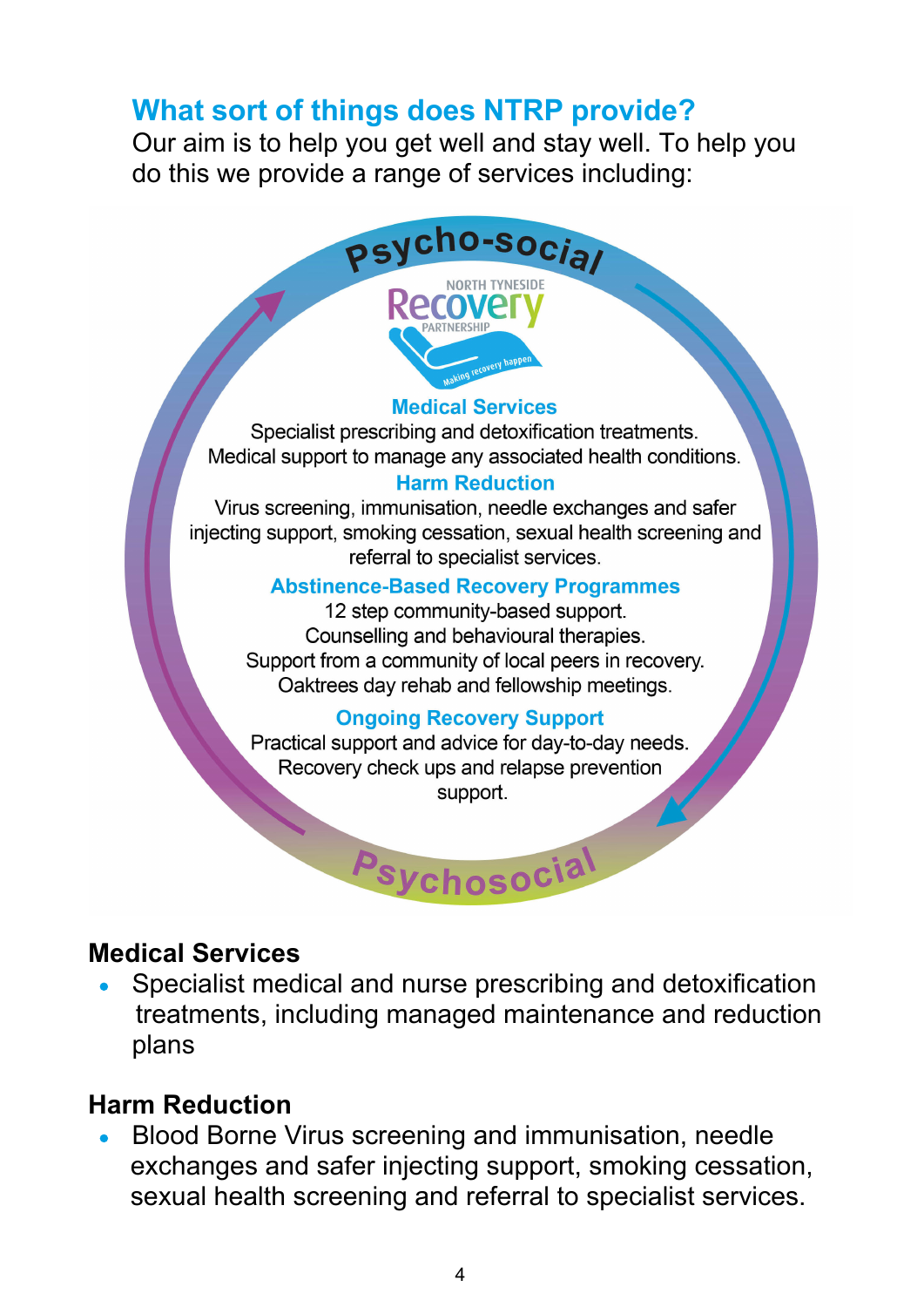## What sort of things does NTRP provide?

Our aim is to help you get well and stay well. To help you do this we provide a range of services including:

Psycho-social

NORTH TYNESIDE Recovery PARTNERSHIP

Making recovery happen

**Medical Services**

Specialist prescribing and detoxification treatments.
Medical support to manage any associated health conditions.

**Harm Reduction**

Virus screening, immunisation, needle exchanges and safer injecting support, smoking cessation, sexual health screening and referral to specialist services.

**Abstinence-Based Recovery Programmes**

12 step community-based support.
Counselling and behavioural therapies.
Support from a community of local peers in recovery.
Oaktrees day rehab and fellowship meetings.

**Ongoing Recovery Support**

Practical support and advice for day-to-day needs.
Recovery check ups and relapse prevention support.

Psychosocial

### Medical Services

- Specialist medical and nurse prescribing and detoxification treatments, including managed maintenance and reduction plans

### Harm Reduction

- Blood Borne Virus screening and immunisation, needle exchanges and safer injecting support, smoking cessation, sexual health screening and referral to specialist services.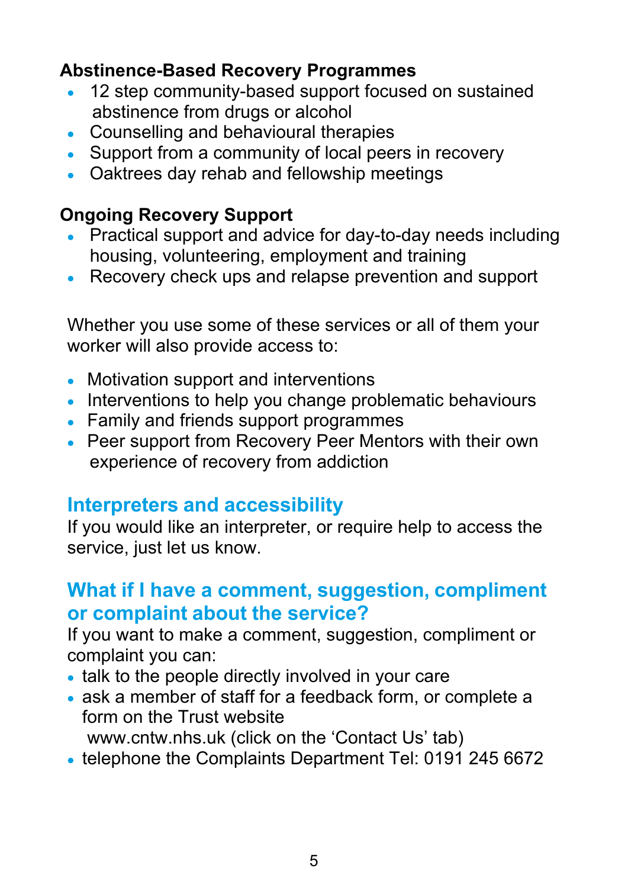**Abstinence-Based Recovery Programmes**

- 12 step community-based support focused on sustained abstinence from drugs or alcohol
- Counselling and behavioural therapies
- Support from a community of local peers in recovery
- Oaktrees day rehab and fellowship meetings

**Ongoing Recovery Support**

- Practical support and advice for day-to-day needs including housing, volunteering, employment and training
- Recovery check ups and relapse prevention and support

Whether you use some of these services or all of them your worker will also provide access to:

- Motivation support and interventions
- Interventions to help you change problematic behaviours
- Family and friends support programmes
- Peer support from Recovery Peer Mentors with their own experience of recovery from addiction

## Interpreters and accessibility

If you would like an interpreter, or require help to access the service, just let us know.

## What if I have a comment, suggestion, compliment or complaint about the service?

If you want to make a comment, suggestion, compliment or complaint you can:

- talk to the people directly involved in your care
- ask a member of staff for a feedback form, or complete a form on the Trust website www.cntw.nhs.uk (click on the 'Contact Us' tab)
- telephone the Complaints Department Tel: 0191 245 6672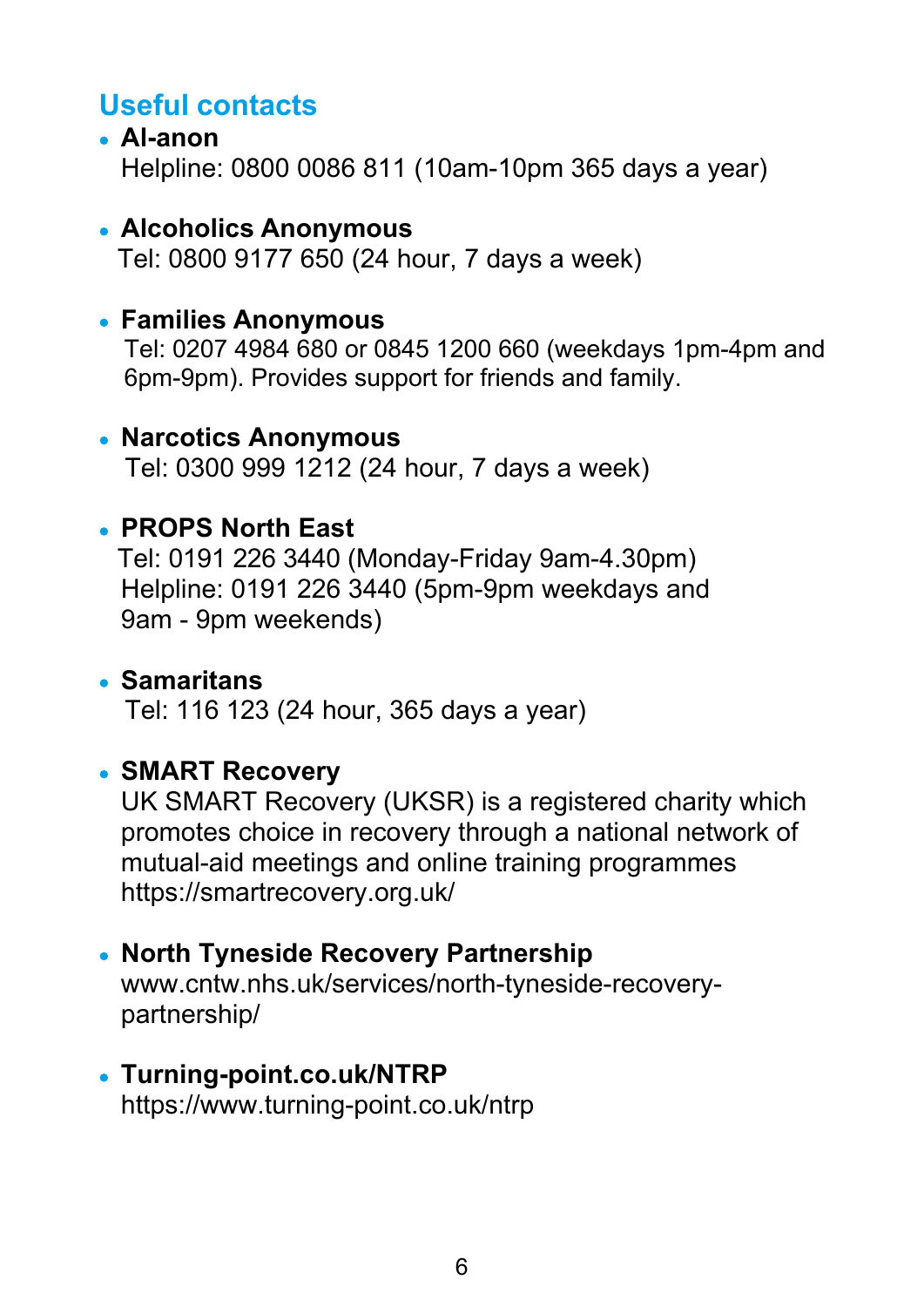## Useful contacts

- **Al-anon**
  Helpline: 0800 0086 811 (10am-10pm 365 days a year)

- **Alcoholics Anonymous**
  Tel: 0800 9177 650 (24 hour, 7 days a week)

- **Families Anonymous**
  Tel: 0207 4984 680 or 0845 1200 660 (weekdays 1pm-4pm and 6pm-9pm). Provides support for friends and family.

- **Narcotics Anonymous**
  Tel: 0300 999 1212 (24 hour, 7 days a week)

- **PROPS North East**
  Tel: 0191 226 3440 (Monday-Friday 9am-4.30pm)
  Helpline: 0191 226 3440 (5pm-9pm weekdays and 9am - 9pm weekends)

- **Samaritans**
  Tel: 116 123 (24 hour, 365 days a year)

- **SMART Recovery**
  UK SMART Recovery (UKSR) is a registered charity which promotes choice in recovery through a national network of mutual-aid meetings and online training programmes
  https://smartrecovery.org.uk/

- **North Tyneside Recovery Partnership**
  www.cntw.nhs.uk/services/north-tyneside-recovery-partnership/

- **Turning-point.co.uk/NTRP**
  https://www.turning-point.co.uk/ntrp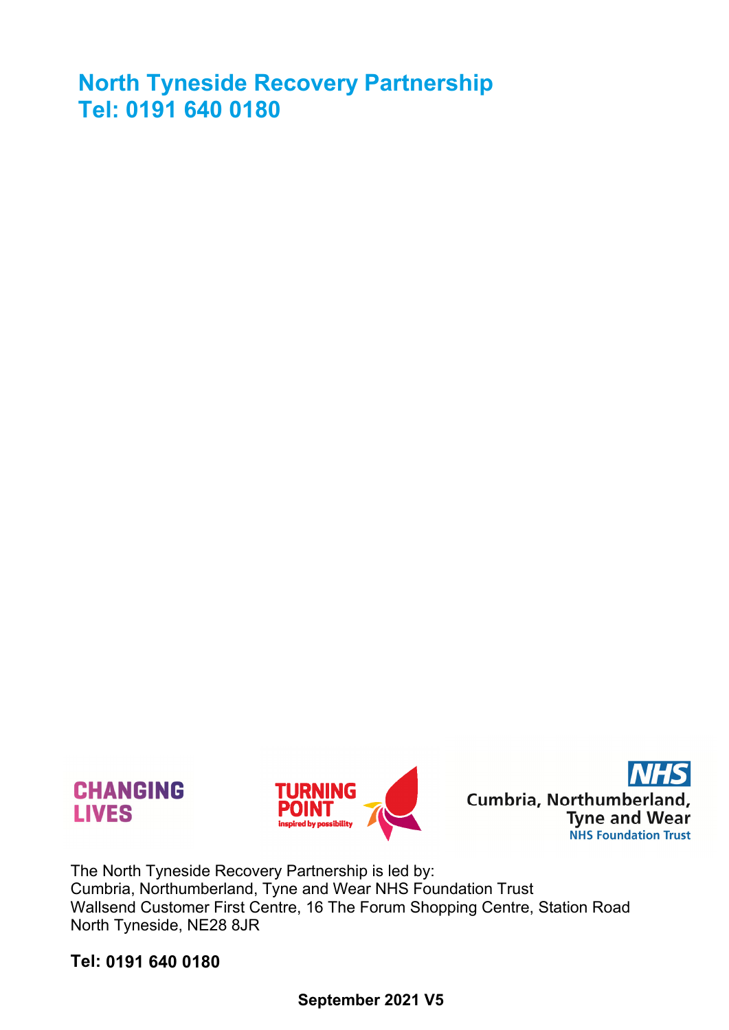## North Tyneside Recovery Partnership
## Tel: 0191 640 0180

CHANGING LIVES

TURNING POINT inspired by possibility

NHS Cumbria, Northumberland, Tyne and Wear NHS Foundation Trust

The North Tyneside Recovery Partnership is led by:
Cumbria, Northumberland, Tyne and Wear NHS Foundation Trust
Wallsend Customer First Centre, 16 The Forum Shopping Centre, Station Road
North Tyneside, NE28 8JR

**Tel: 0191 640 0180**

**September 2021 V5**